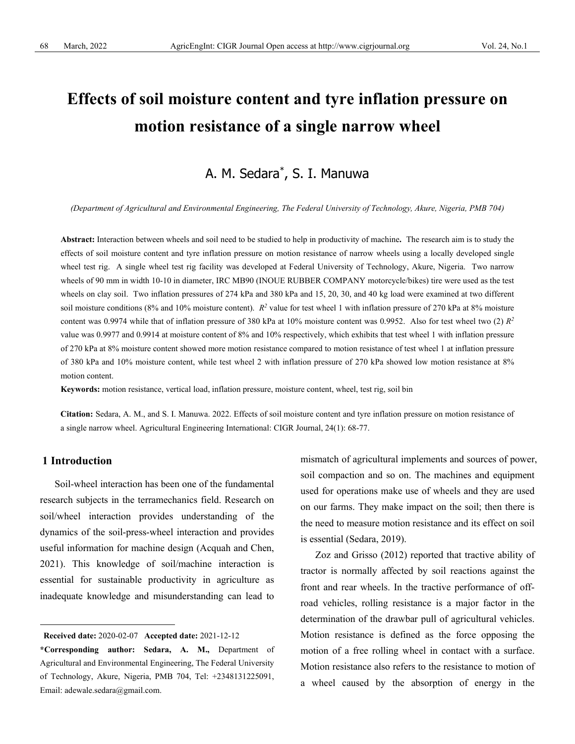# Effects of soil moisture content and tyre inflation pressure on motion resistance of a single narrow wheel

A. M. Sedara*, S. I. Manuwa

*(Department of Agricultural and Environmental Engineering, The Federal University of Technology, Akure, Nigeria, PMB 704)*

**Abstract:** Interaction between wheels and soil need to be studied to help in productivity of machine**.** The research aim is to study the effects of soil moisture content and tyre inflation pressure on motion resistance of narrow wheels using a locally developed single wheel test rig. A single wheel test rig facility was developed at Federal University of Technology, Akure, Nigeria. Two narrow wheels of 90 mm in width 10-10 in diameter, IRC MB90 (INOUE RUBBER COMPANY motorcycle/bikes) tire were used as the test wheels on clay soil. Two inflation pressures of 274 kPa and 380 kPa and 15, 20, 30, and 40 kg load were examined at two different soil moisture conditions (8% and 10% moisture content). $R^2$ value for test wheel 1 with inflation pressure of 270 kPa at 8% moisture content was 0.9974 while that of inflation pressure of 380 kPa at 10% moisture content was 0.9952. Also for test wheel two (2) $R^2$ value was 0.9977 and 0.9914 at moisture content of 8% and 10% respectively, which exhibits that test wheel 1 with inflation pressure of 270 kPa at 8% moisture content showed more motion resistance compared to motion resistance of test wheel 1 at inflation pressure of 380 kPa and 10% moisture content, while test wheel 2 with inflation pressure of 270 kPa showed low motion resistance at 8% motion content.

**Keywords:** motion resistance, vertical load, inflation pressure, moisture content, wheel, test rig, soil bin

**Citation:** Sedara, A. M., and S. I. Manuwa. 2022. Effects of soil moisture content and tyre inflation pressure on motion resistance of a single narrow wheel. Agricultural Engineering International: CIGR Journal, 24(1): 68-77.

## 1 Introduction

Soil-wheel interaction has been one of the fundamental research subjects in the terramechanics field. Research on soil/wheel interaction provides understanding of the dynamics of the soil-press-wheel interaction and provides useful information for machine design (Acquah and Chen, 2021). This knowledge of soil/machine interaction is essential for sustainable productivity in agriculture as inadequate knowledge and misunderstanding can lead to mismatch of agricultural implements and sources of power, soil compaction and so on. The machines and equipment used for operations make use of wheels and they are used on our farms. They make impact on the soil; then there is the need to measure motion resistance and its effect on soil is essential (Sedara, 2019).

Zoz and Grisso (2012) reported that tractive ability of tractor is normally affected by soil reactions against the front and rear wheels. In the tractive performance of off-road vehicles, rolling resistance is a major factor in the determination of the drawbar pull of agricultural vehicles. Motion resistance is defined as the force opposing the motion of a free rolling wheel in contact with a surface. Motion resistance also refers to the resistance to motion of a wheel caused by the absorption of energy in the

---

**Received date:** 2020-02-07 **Accepted date:** 2021-12-12

**\*Corresponding author: Sedara, A. M.,** Department of Agricultural and Environmental Engineering, The Federal University of Technology, Akure, Nigeria, PMB 704, Tel: +2348131225091, Email: adewale.sedara@gmail.com.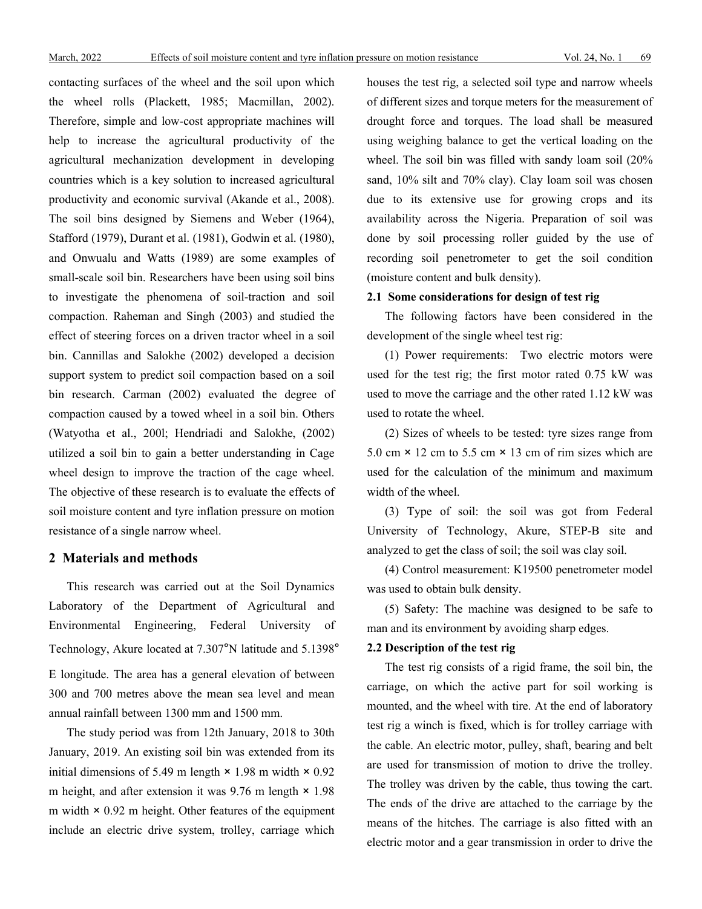contacting surfaces of the wheel and the soil upon which the wheel rolls (Plackett, 1985; Macmillan, 2002). Therefore, simple and low-cost appropriate machines will help to increase the agricultural productivity of the agricultural mechanization development in developing countries which is a key solution to increased agricultural productivity and economic survival (Akande et al., 2008). The soil bins designed by Siemens and Weber (1964), Stafford (1979), Durant et al. (1981), Godwin et al. (1980), and Onwualu and Watts (1989) are some examples of small-scale soil bin. Researchers have been using soil bins to investigate the phenomena of soil-traction and soil compaction. Raheman and Singh (2003) and studied the effect of steering forces on a driven tractor wheel in a soil bin. Cannillas and Salokhe (2002) developed a decision support system to predict soil compaction based on a soil bin research. Carman (2002) evaluated the degree of compaction caused by a towed wheel in a soil bin. Others (Watyotha et al., 200l; Hendriadi and Salokhe, (2002) utilized a soil bin to gain a better understanding in Cage wheel design to improve the traction of the cage wheel. The objective of these research is to evaluate the effects of soil moisture content and tyre inflation pressure on motion resistance of a single narrow wheel.

## 2 Materials and methods

This research was carried out at the Soil Dynamics Laboratory of the Department of Agricultural and Environmental Engineering, Federal University of Technology, Akure located at 7.307°N latitude and 5.1398° E longitude. The area has a general elevation of between 300 and 700 metres above the mean sea level and mean annual rainfall between 1300 mm and 1500 mm.

The study period was from 12th January, 2018 to 30th January, 2019. An existing soil bin was extended from its initial dimensions of 5.49 m length × 1.98 m width × 0.92 m height, and after extension it was 9.76 m length × 1.98 m width × 0.92 m height. Other features of the equipment include an electric drive system, trolley, carriage which houses the test rig, a selected soil type and narrow wheels of different sizes and torque meters for the measurement of drought force and torques. The load shall be measured using weighing balance to get the vertical loading on the wheel. The soil bin was filled with sandy loam soil (20% sand, 10% silt and 70% clay). Clay loam soil was chosen due to its extensive use for growing crops and its availability across the Nigeria. Preparation of soil was done by soil processing roller guided by the use of recording soil penetrometer to get the soil condition (moisture content and bulk density).

### 2.1 Some considerations for design of test rig

The following factors have been considered in the development of the single wheel test rig:

(1) Power requirements: Two electric motors were used for the test rig; the first motor rated 0.75 kW was used to move the carriage and the other rated 1.12 kW was used to rotate the wheel.

(2) Sizes of wheels to be tested: tyre sizes range from 5.0 cm × 12 cm to 5.5 cm × 13 cm of rim sizes which are used for the calculation of the minimum and maximum width of the wheel.

(3) Type of soil: the soil was got from Federal University of Technology, Akure, STEP-B site and analyzed to get the class of soil; the soil was clay soil.

(4) Control measurement: K19500 penetrometer model was used to obtain bulk density.

(5) Safety: The machine was designed to be safe to man and its environment by avoiding sharp edges.

### 2.2 Description of the test rig

The test rig consists of a rigid frame, the soil bin, the carriage, on which the active part for soil working is mounted, and the wheel with tire. At the end of laboratory test rig a winch is fixed, which is for trolley carriage with the cable. An electric motor, pulley, shaft, bearing and belt are used for transmission of motion to drive the trolley. The trolley was driven by the cable, thus towing the cart. The ends of the drive are attached to the carriage by the means of the hitches. The carriage is also fitted with an electric motor and a gear transmission in order to drive the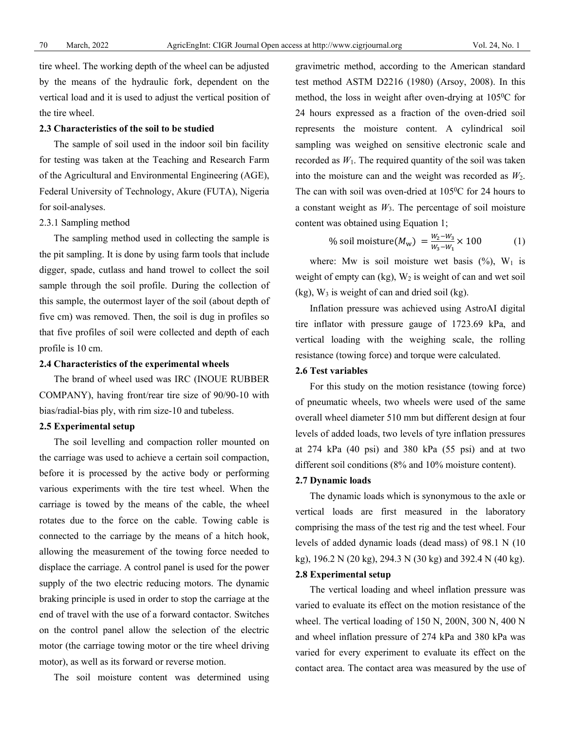tire wheel. The working depth of the wheel can be adjusted by the means of the hydraulic fork, dependent on the vertical load and it is used to adjust the vertical position of the tire wheel.

### 2.3 Characteristics of the soil to be studied

The sample of soil used in the indoor soil bin facility for testing was taken at the Teaching and Research Farm of the Agricultural and Environmental Engineering (AGE), Federal University of Technology, Akure (FUTA), Nigeria for soil-analyses.

#### 2.3.1 Sampling method

The sampling method used in collecting the sample is the pit sampling. It is done by using farm tools that include digger, spade, cutlass and hand trowel to collect the soil sample through the soil profile. During the collection of this sample, the outermost layer of the soil (about depth of five cm) was removed. Then, the soil is dug in profiles so that five profiles of soil were collected and depth of each profile is 10 cm.

### 2.4 Characteristics of the experimental wheels

The brand of wheel used was IRC (INOUE RUBBER COMPANY), having front/rear tire size of 90/90-10 with bias/radial-bias ply, with rim size-10 and tubeless.

### 2.5 Experimental setup

The soil levelling and compaction roller mounted on the carriage was used to achieve a certain soil compaction, before it is processed by the active body or performing various experiments with the tire test wheel. When the carriage is towed by the means of the cable, the wheel rotates due to the force on the cable. Towing cable is connected to the carriage by the means of a hitch hook, allowing the measurement of the towing force needed to displace the carriage. A control panel is used for the power supply of the two electric reducing motors. The dynamic braking principle is used in order to stop the carriage at the end of travel with the use of a forward contactor. Switches on the control panel allow the selection of the electric motor (the carriage towing motor or the tire wheel driving motor), as well as its forward or reverse motion.

The soil moisture content was determined using gravimetric method, according to the American standard test method ASTM D2216 (1980) (Arsoy, 2008). In this method, the loss in weight after oven-drying at 105$^0$C for 24 hours expressed as a fraction of the oven-dried soil represents the moisture content. A cylindrical soil sampling was weighed on sensitive electronic scale and recorded as $W_1$. The required quantity of the soil was taken into the moisture can and the weight was recorded as $W_2$. The can with soil was oven-dried at 105$^0$C for 24 hours to a constant weight as $W_3$. The percentage of soil moisture content was obtained using Equation 1;

$$\%\ \text{soil moisture}(M_w) = \frac{W_2 - W_3}{W_3 - W_1} \times 100 \qquad (1)$$

where: Mw is soil moisture wet basis (%), $W_1$ is weight of empty can (kg), $W_2$ is weight of can and wet soil (kg), $W_3$ is weight of can and dried soil (kg).

Inflation pressure was achieved using AstroAI digital tire inflator with pressure gauge of 1723.69 kPa, and vertical loading with the weighing scale, the rolling resistance (towing force) and torque were calculated.

### 2.6 Test variables

For this study on the motion resistance (towing force) of pneumatic wheels, two wheels were used of the same overall wheel diameter 510 mm but different design at four levels of added loads, two levels of tyre inflation pressures at 274 kPa (40 psi) and 380 kPa (55 psi) and at two different soil conditions (8% and 10% moisture content).

### 2.7 Dynamic loads

The dynamic loads which is synonymous to the axle or vertical loads are first measured in the laboratory comprising the mass of the test rig and the test wheel. Four levels of added dynamic loads (dead mass) of 98.1 N (10 kg), 196.2 N (20 kg), 294.3 N (30 kg) and 392.4 N (40 kg).

### 2.8 Experimental setup

The vertical loading and wheel inflation pressure was varied to evaluate its effect on the motion resistance of the wheel. The vertical loading of 150 N, 200N, 300 N, 400 N and wheel inflation pressure of 274 kPa and 380 kPa was varied for every experiment to evaluate its effect on the contact area. The contact area was measured by the use of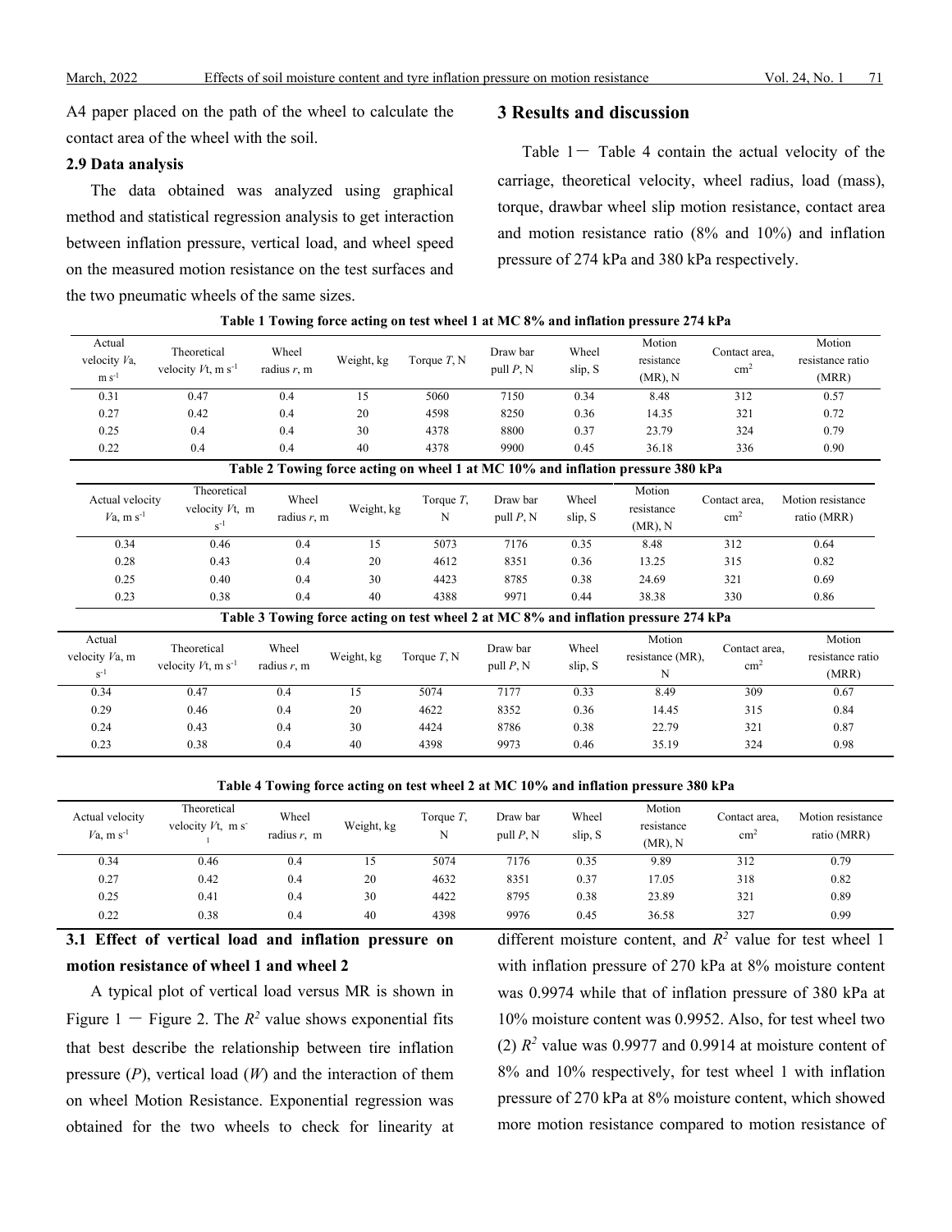A4 paper placed on the path of the wheel to calculate the contact area of the wheel with the soil.

### 2.9 Data analysis

The data obtained was analyzed using graphical method and statistical regression analysis to get interaction between inflation pressure, vertical load, and wheel speed on the measured motion resistance on the test surfaces and the two pneumatic wheels of the same sizes.

## 3 Results and discussion

Table 1－ Table 4 contain the actual velocity of the carriage, theoretical velocity, wheel radius, load (mass), torque, drawbar wheel slip motion resistance, contact area and motion resistance ratio (8% and 10%) and inflation pressure of 274 kPa and 380 kPa respectively.

**Table 1 Towing force acting on test wheel 1 at MC 8% and inflation pressure 274 kPa**

| Actual velocity *Va*, m s$^{-1}$ | Theoretical velocity *Vt*, m s$^{-1}$ | Wheel radius *r*, m | Weight, kg | Torque *T*, N | Draw bar pull *P*, N | Wheel slip, S | Motion resistance (MR), N | Contact area, cm$^2$ | Motion resistance ratio (MRR) |
|---|---|---|---|---|---|---|---|---|---|
| 0.31 | 0.47 | 0.4 | 15 | 5060 | 7150 | 0.34 | 8.48 | 312 | 0.57 |
| 0.27 | 0.42 | 0.4 | 20 | 4598 | 8250 | 0.36 | 14.35 | 321 | 0.72 |
| 0.25 | 0.4 | 0.4 | 30 | 4378 | 8800 | 0.37 | 23.79 | 324 | 0.79 |
| 0.22 | 0.4 | 0.4 | 40 | 4378 | 9900 | 0.45 | 36.18 | 336 | 0.90 |

**Table 2 Towing force acting on wheel 1 at MC 10% and inflation pressure 380 kPa**

| Actual velocity *Va*, m s$^{-1}$ | Theoretical velocity *Vt*, m s$^{-1}$ | Wheel radius *r*, m | Weight, kg | Torque *T*, N | Draw bar pull *P*, N | Wheel slip, S | Motion resistance (MR), N | Contact area, cm$^2$ | Motion resistance ratio (MRR) |
|---|---|---|---|---|---|---|---|---|---|
| 0.34 | 0.46 | 0.4 | 15 | 5073 | 7176 | 0.35 | 8.48 | 312 | 0.64 |
| 0.28 | 0.43 | 0.4 | 20 | 4612 | 8351 | 0.36 | 13.25 | 315 | 0.82 |
| 0.25 | 0.40 | 0.4 | 30 | 4423 | 8785 | 0.38 | 24.69 | 321 | 0.69 |
| 0.23 | 0.38 | 0.4 | 40 | 4388 | 9971 | 0.44 | 38.38 | 330 | 0.86 |

**Table 3 Towing force acting on test wheel 2 at MC 8% and inflation pressure 274 kPa**

| Actual velocity *Va*, m s$^{-1}$ | Theoretical velocity *Vt*, m s$^{-1}$ | Wheel radius *r*, m | Weight, kg | Torque *T*, N | Draw bar pull *P*, N | Wheel slip, S | Motion resistance (MR), N | Contact area, cm$^2$ | Motion resistance ratio (MRR) |
|---|---|---|---|---|---|---|---|---|---|
| 0.34 | 0.47 | 0.4 | 15 | 5074 | 7177 | 0.33 | 8.49 | 309 | 0.67 |
| 0.29 | 0.46 | 0.4 | 20 | 4622 | 8352 | 0.36 | 14.45 | 315 | 0.84 |
| 0.24 | 0.43 | 0.4 | 30 | 4424 | 8786 | 0.38 | 22.79 | 321 | 0.87 |
| 0.23 | 0.38 | 0.4 | 40 | 4398 | 9973 | 0.46 | 35.19 | 324 | 0.98 |

**Table 4 Towing force acting on test wheel 2 at MC 10% and inflation pressure 380 kPa**

| Actual velocity *Va*, m s$^{-1}$ | Theoretical velocity *Vt*, m s$^{-1}$ | Wheel radius *r*, m | Weight, kg | Torque *T*, N | Draw bar pull *P*, N | Wheel slip, S | Motion resistance (MR), N | Contact area, cm$^2$ | Motion resistance ratio (MRR) |
|---|---|---|---|---|---|---|---|---|---|
| 0.34 | 0.46 | 0.4 | 15 | 5074 | 7176 | 0.35 | 9.89 | 312 | 0.79 |
| 0.27 | 0.42 | 0.4 | 20 | 4632 | 8351 | 0.37 | 17.05 | 318 | 0.82 |
| 0.25 | 0.41 | 0.4 | 30 | 4422 | 8795 | 0.38 | 23.89 | 321 | 0.89 |
| 0.22 | 0.38 | 0.4 | 40 | 4398 | 9976 | 0.45 | 36.58 | 327 | 0.99 |

### 3.1 Effect of vertical load and inflation pressure on motion resistance of wheel 1 and wheel 2

A typical plot of vertical load versus MR is shown in Figure 1 － Figure 2. The $R^2$ value shows exponential fits that best describe the relationship between tire inflation pressure (*P*), vertical load (*W*) and the interaction of them on wheel Motion Resistance. Exponential regression was obtained for the two wheels to check for linearity at different moisture content, and $R^2$ value for test wheel 1 with inflation pressure of 270 kPa at 8% moisture content was 0.9974 while that of inflation pressure of 380 kPa at 10% moisture content was 0.9952. Also, for test wheel two (2) $R^2$ value was 0.9977 and 0.9914 at moisture content of 8% and 10% respectively, for test wheel 1 with inflation pressure of 270 kPa at 8% moisture content, which showed more motion resistance compared to motion resistance of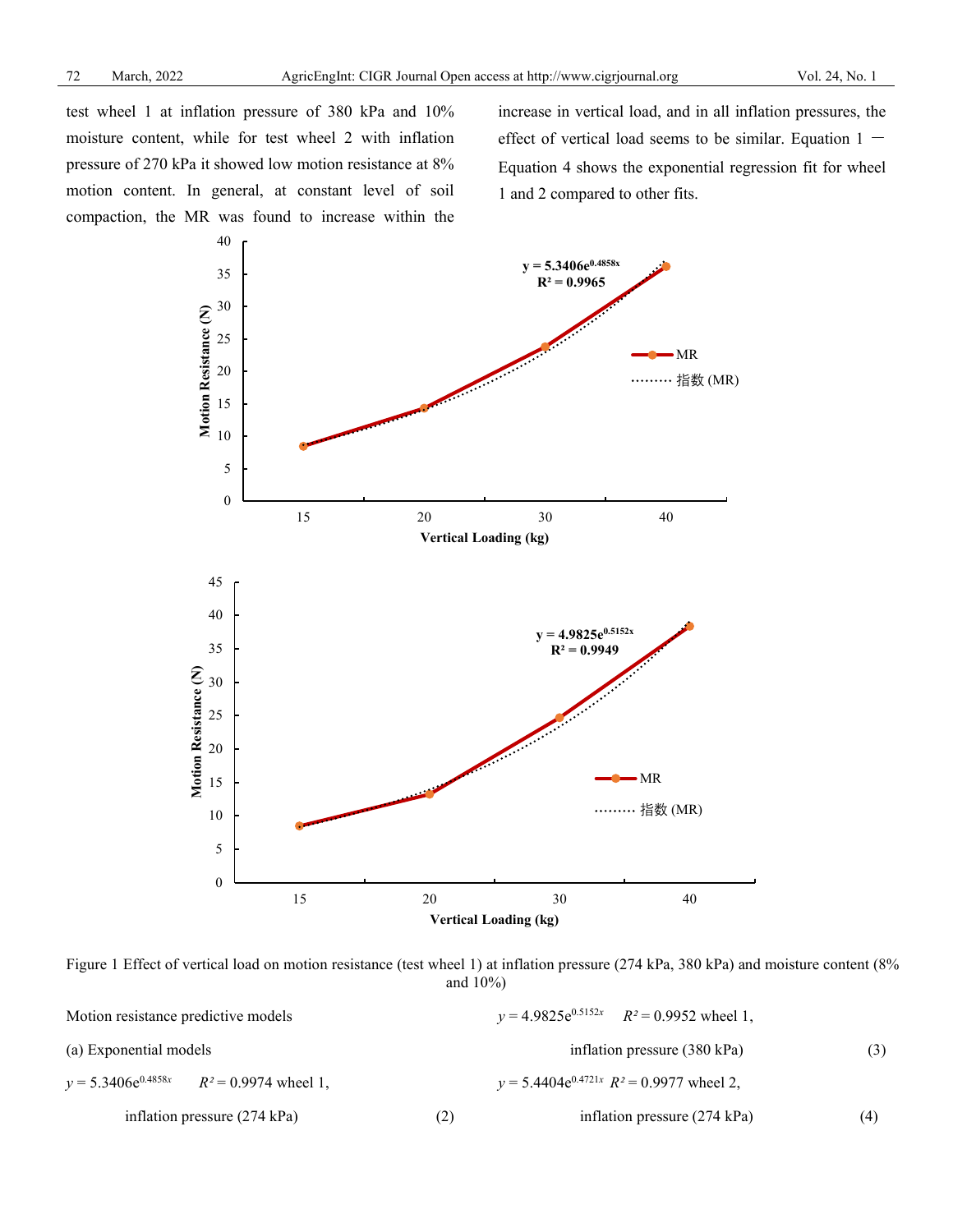test wheel 1 at inflation pressure of 380 kPa and 10% moisture content, while for test wheel 2 with inflation pressure of 270 kPa it showed low motion resistance at 8% motion content. In general, at constant level of soil compaction, the MR was found to increase within the increase in vertical load, and in all inflation pressures, the effect of vertical load seems to be similar. Equation 1 — Equation 4 shows the exponential regression fit for wheel 1 and 2 compared to other fits.

Figure 1 Effect of vertical load on motion resistance (test wheel 1) at inflation pressure (274 kPa, 380 kPa) and moisture content (8% and 10%)

Motion resistance predictive models

(a) Exponential models

$$y = 5.3406e^{0.4858x} \quad R^2 = 0.9974 \text{ wheel 1, inflation pressure (274 kPa)} \tag{2}$$

$$y = 4.9825e^{0.5152x} \quad R^2 = 0.9952 \text{ wheel 1, inflation pressure (380 kPa)} \tag{3}$$

$$y = 5.4404e^{0.4721x} \quad R^2 = 0.9977 \text{ wheel 2, inflation pressure (274 kPa)} \tag{4}$$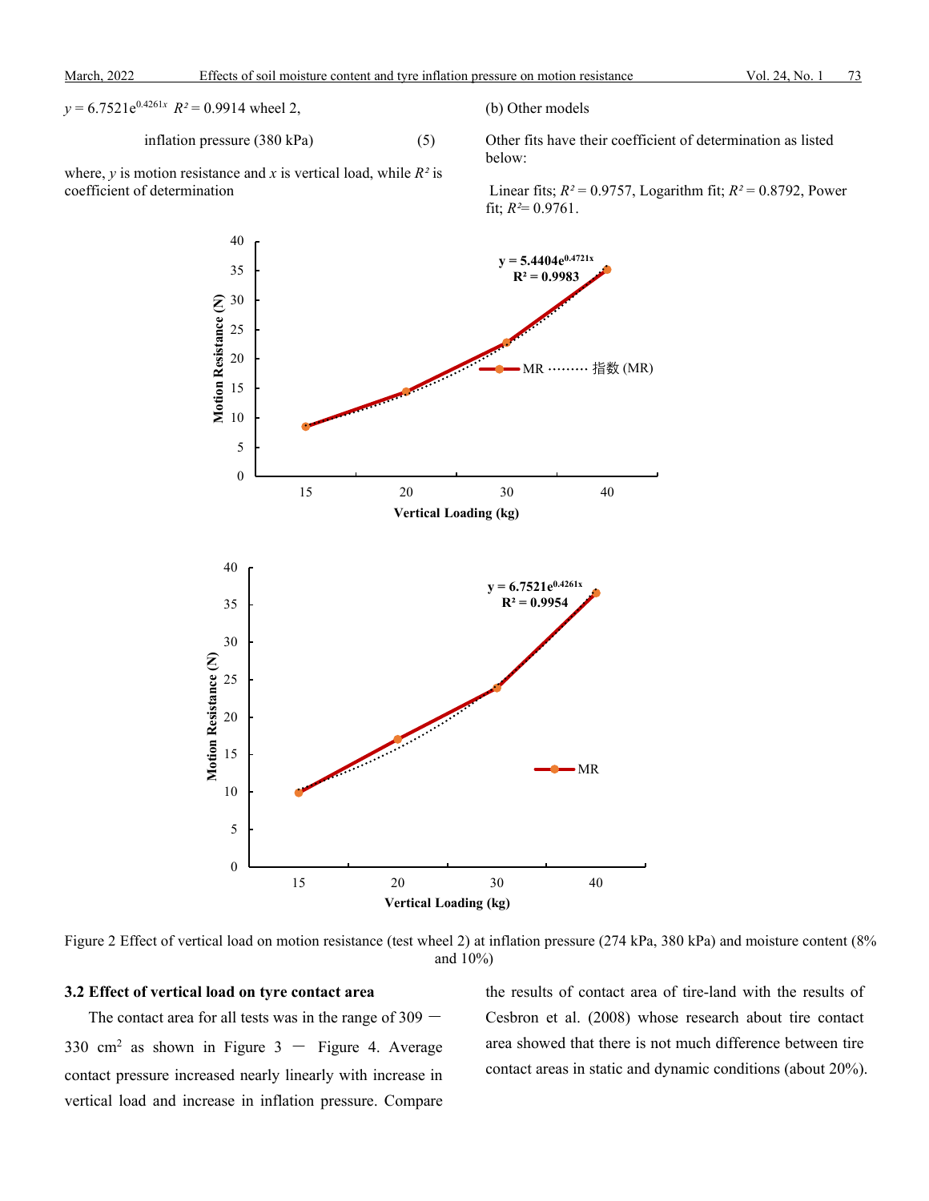$y = 6.7521e^{0.4261x}$  $R^2 = 0.9914$ wheel 2,

inflation pressure (380 kPa) (5)

where, $y$ is motion resistance and $x$ is vertical load, while $R^2$ is coefficient of determination

(b) Other models

Other fits have their coefficient of determination as listed below:

Linear fits; $R^2 = 0.9757$, Logarithm fit; $R^2 = 0.8792$, Power fit; $R^2 = 0.9761$.

Figure 2 Effect of vertical load on motion resistance (test wheel 2) at inflation pressure (274 kPa, 380 kPa) and moisture content (8% and 10%)

### 3.2 Effect of vertical load on tyre contact area

The contact area for all tests was in the range of 309 － 330 cm$^2$ as shown in Figure 3 － Figure 4. Average contact pressure increased nearly linearly with increase in vertical load and increase in inflation pressure. Compare the results of contact area of tire-land with the results of Cesbron et al. (2008) whose research about tire contact area showed that there is not much difference between tire contact areas in static and dynamic conditions (about 20%).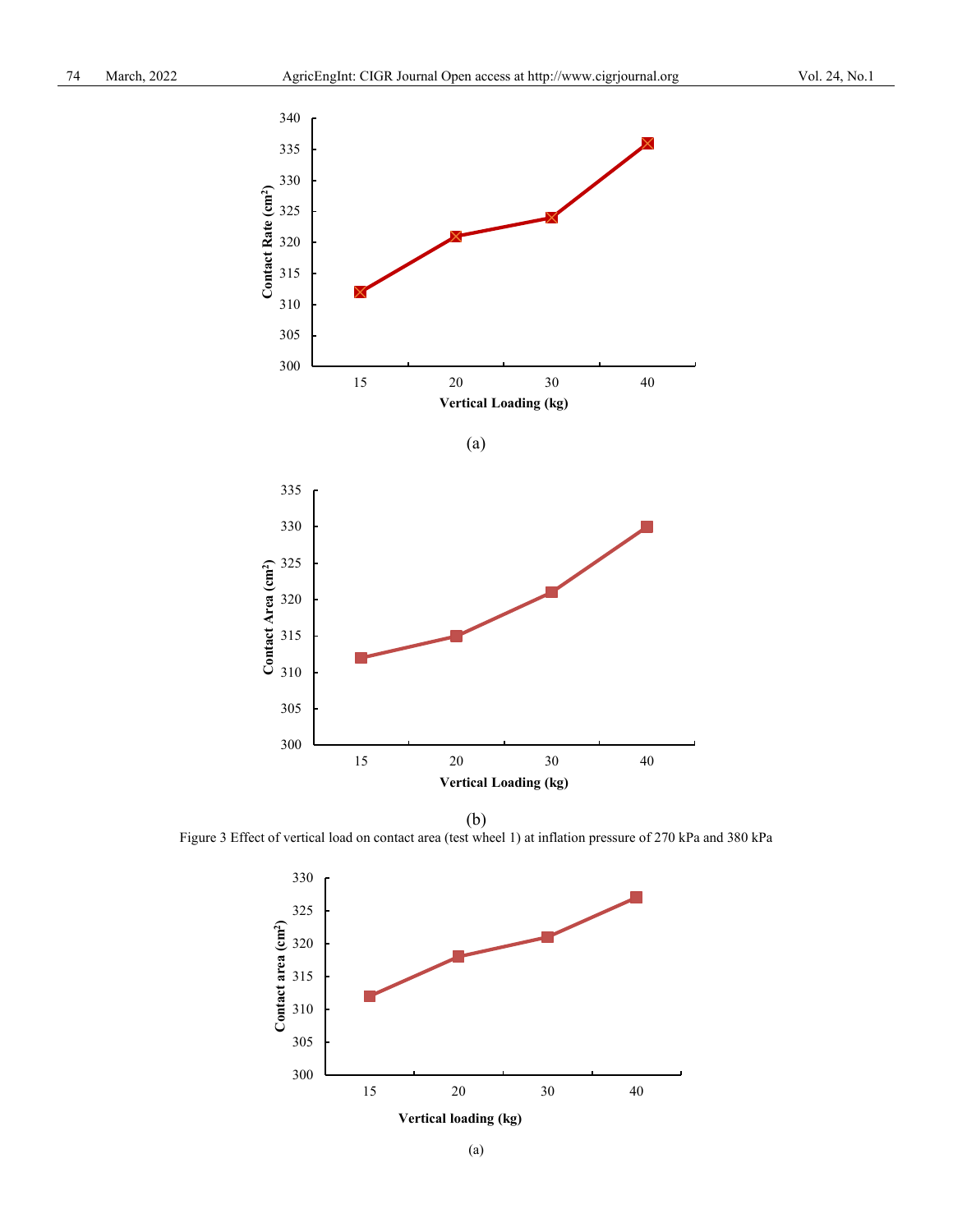(a)

(b)

Figure 3 Effect of vertical load on contact area (test wheel 1) at inflation pressure of 270 kPa and 380 kPa

(a)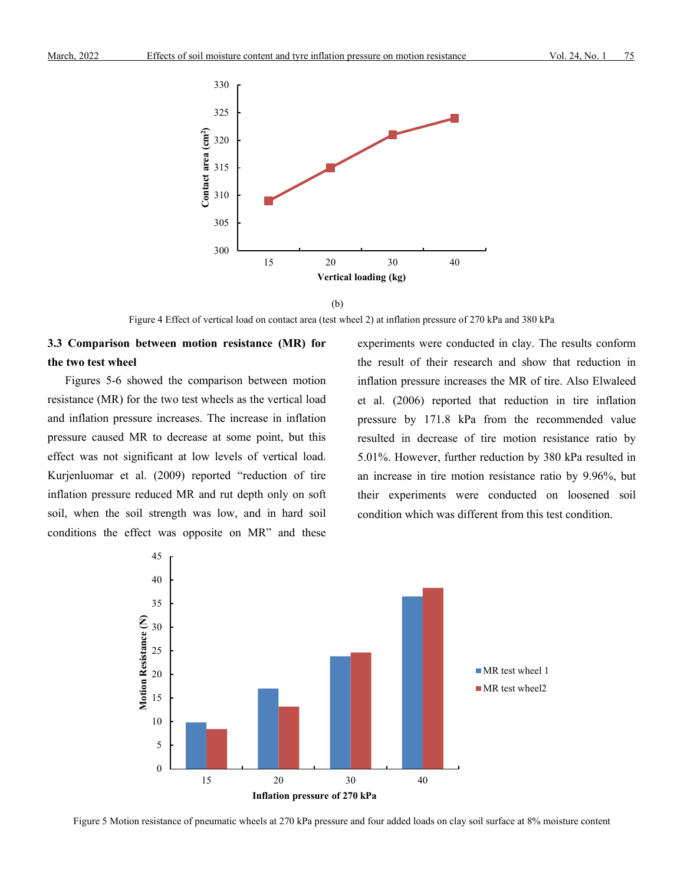(b)

Figure 4 Effect of vertical load on contact area (test wheel 2) at inflation pressure of 270 kPa and 380 kPa

### 3.3 Comparison between motion resistance (MR) for the two test wheel

Figures 5-6 showed the comparison between motion resistance (MR) for the two test wheels as the vertical load and inflation pressure increases. The increase in inflation pressure caused MR to decrease at some point, but this effect was not significant at low levels of vertical load. Kurjenluomar et al. (2009) reported "reduction of tire inflation pressure reduced MR and rut depth only on soft soil, when the soil strength was low, and in hard soil conditions the effect was opposite on MR" and these experiments were conducted in clay. The results conform the result of their research and show that reduction in inflation pressure increases the MR of tire. Also Elwaleed et al. (2006) reported that reduction in tire inflation pressure by 171.8 kPa from the recommended value resulted in decrease of tire motion resistance ratio by 5.01%. However, further reduction by 380 kPa resulted in an increase in tire motion resistance ratio by 9.96%, but their experiments were conducted on loosened soil condition which was different from this test condition.

Figure 5 Motion resistance of pneumatic wheels at 270 kPa pressure and four added loads on clay soil surface at 8% moisture content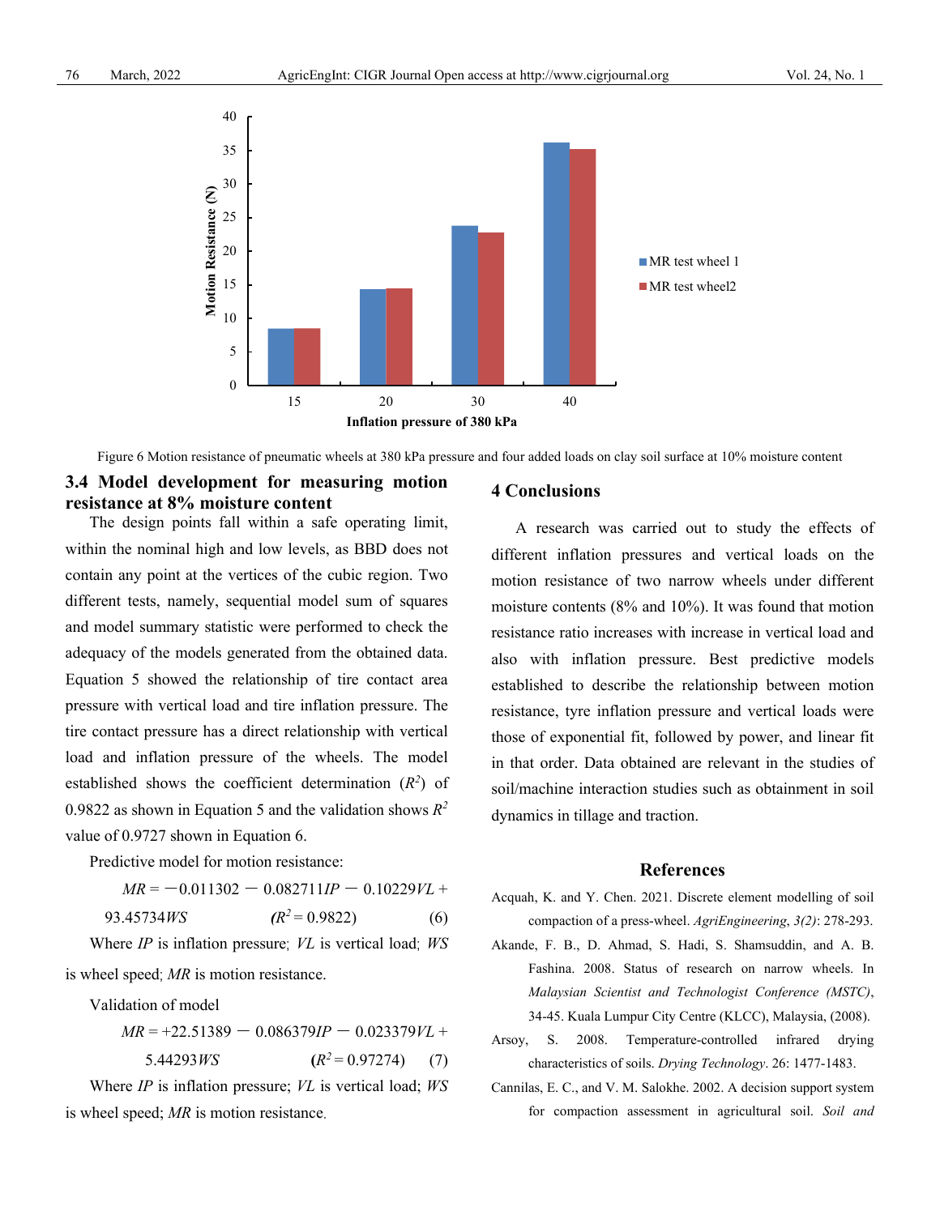Figure 6 Motion resistance of pneumatic wheels at 380 kPa pressure and four added loads on clay soil surface at 10% moisture content

### 3.4 Model development for measuring motion resistance at 8% moisture content

The design points fall within a safe operating limit, within the nominal high and low levels, as BBD does not contain any point at the vertices of the cubic region. Two different tests, namely, sequential model sum of squares and model summary statistic were performed to check the adequacy of the models generated from the obtained data. Equation 5 showed the relationship of tire contact area pressure with vertical load and tire inflation pressure. The tire contact pressure has a direct relationship with vertical load and inflation pressure of the wheels. The model established shows the coefficient determination ($R^2$) of 0.9822 as shown in Equation 5 and the validation shows $R^2$ value of 0.9727 shown in Equation 6.

Predictive model for motion resistance:

$$MR = -0.011302 - 0.082711IP - 0.10229VL + 93.45734WS \quad (R^2 = 0.9822) \quad (6)$$

Where *IP* is inflation pressure; *VL* is vertical load; *WS* is wheel speed; *MR* is motion resistance.

Validation of model

$$MR = +22.51389 - 0.086379IP - 0.023379VL + 5.44293WS \quad (R^2 = 0.97274) \quad (7)$$

Where *IP* is inflation pressure; *VL* is vertical load; *WS* is wheel speed; *MR* is motion resistance.

## 4 Conclusions

A research was carried out to study the effects of different inflation pressures and vertical loads on the motion resistance of two narrow wheels under different moisture contents (8% and 10%). It was found that motion resistance ratio increases with increase in vertical load and also with inflation pressure. Best predictive models established to describe the relationship between motion resistance, tyre inflation pressure and vertical loads were those of exponential fit, followed by power, and linear fit in that order. Data obtained are relevant in the studies of soil/machine interaction studies such as obtainment in soil dynamics in tillage and traction.

## References

Acquah, K. and Y. Chen. 2021. Discrete element modelling of soil compaction of a press-wheel. *AgriEngineering*, *3(2)*: 278-293.

Akande, F. B., D. Ahmad, S. Hadi, S. Shamsuddin, and A. B. Fashina. 2008. Status of research on narrow wheels. In *Malaysian Scientist and Technologist Conference (MSTC)*, 34-45. Kuala Lumpur City Centre (KLCC), Malaysia, (2008).

Arsoy, S. 2008. Temperature-controlled infrared drying characteristics of soils. *Drying Technology*. 26: 1477-1483.

Cannilas, E. C., and V. M. Salokhe. 2002. A decision support system for compaction assessment in agricultural soil. *Soil and*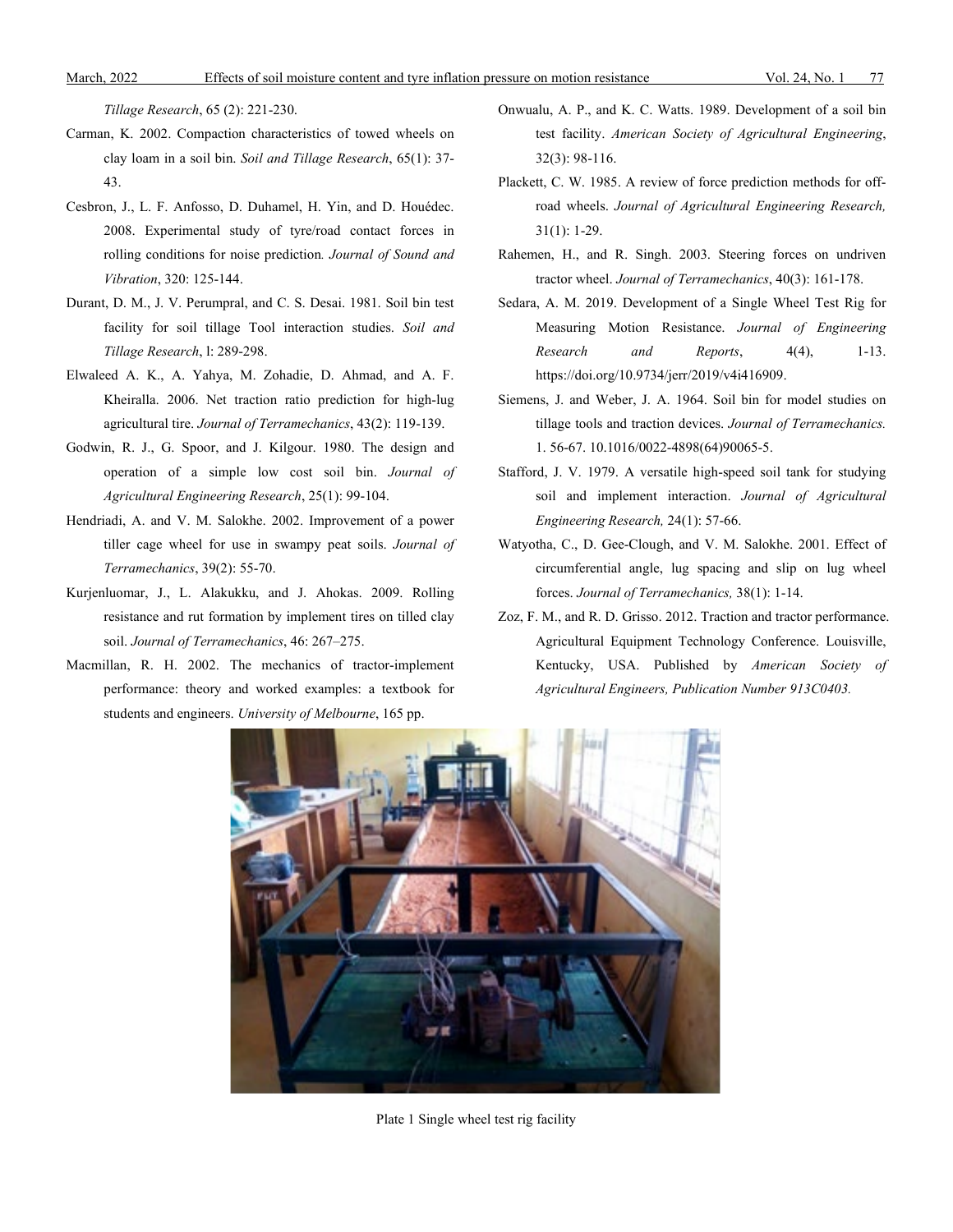*Tillage Research*, 65 (2): 221-230.

Carman, K. 2002. Compaction characteristics of towed wheels on clay loam in a soil bin. *Soil and Tillage Research*, 65(1): 37-43.

Cesbron, J., L. F. Anfosso, D. Duhamel, H. Yin, and D. Houédec. 2008. Experimental study of tyre/road contact forces in rolling conditions for noise prediction. *Journal of Sound and Vibration*, 320: 125-144.

Durant, D. M., J. V. Perumpral, and C. S. Desai. 1981. Soil bin test facility for soil tillage Tool interaction studies. *Soil and Tillage Research*, l: 289-298.

Elwaleed A. K., A. Yahya, M. Zohadie, D. Ahmad, and A. F. Kheiralla. 2006. Net traction ratio prediction for high-lug agricultural tire. *Journal of Terramechanics*, 43(2): 119-139.

Godwin, R. J., G. Spoor, and J. Kilgour. 1980. The design and operation of a simple low cost soil bin. *Journal of Agricultural Engineering Research*, 25(1): 99-104.

Hendriadi, A. and V. M. Salokhe. 2002. Improvement of a power tiller cage wheel for use in swampy peat soils. *Journal of Terramechanics*, 39(2): 55-70.

Kurjenluomar, J., L. Alakukku, and J. Ahokas. 2009. Rolling resistance and rut formation by implement tires on tilled clay soil. *Journal of Terramechanics*, 46: 267–275.

Macmillan, R. H. 2002. The mechanics of tractor-implement performance: theory and worked examples: a textbook for students and engineers. *University of Melbourne*, 165 pp.

Onwualu, A. P., and K. C. Watts. 1989. Development of a soil bin test facility. *American Society of Agricultural Engineering*, 32(3): 98-116.

Plackett, C. W. 1985. A review of force prediction methods for off-road wheels. *Journal of Agricultural Engineering Research,* 31(1): 1-29.

Rahemen, H., and R. Singh. 2003. Steering forces on undriven tractor wheel. *Journal of Terramechanics*, 40(3): 161-178.

Sedara, A. M. 2019. Development of a Single Wheel Test Rig for Measuring Motion Resistance. *Journal of Engineering Research and Reports*, 4(4), 1-13. https://doi.org/10.9734/jerr/2019/v4i416909.

Siemens, J. and Weber, J. A. 1964. Soil bin for model studies on tillage tools and traction devices. *Journal of Terramechanics.* 1. 56-67. 10.1016/0022-4898(64)90065-5.

Stafford, J. V. 1979. A versatile high-speed soil tank for studying soil and implement interaction. *Journal of Agricultural Engineering Research,* 24(1): 57-66.

Watyotha, C., D. Gee-Clough, and V. M. Salokhe. 2001. Effect of circumferential angle, lug spacing and slip on lug wheel forces. *Journal of Terramechanics,* 38(1): 1-14.

Zoz, F. M., and R. D. Grisso. 2012. Traction and tractor performance. Agricultural Equipment Technology Conference. Louisville, Kentucky, USA. Published by *American Society of Agricultural Engineers, Publication Number 913C0403.*

Plate 1 Single wheel test rig facility